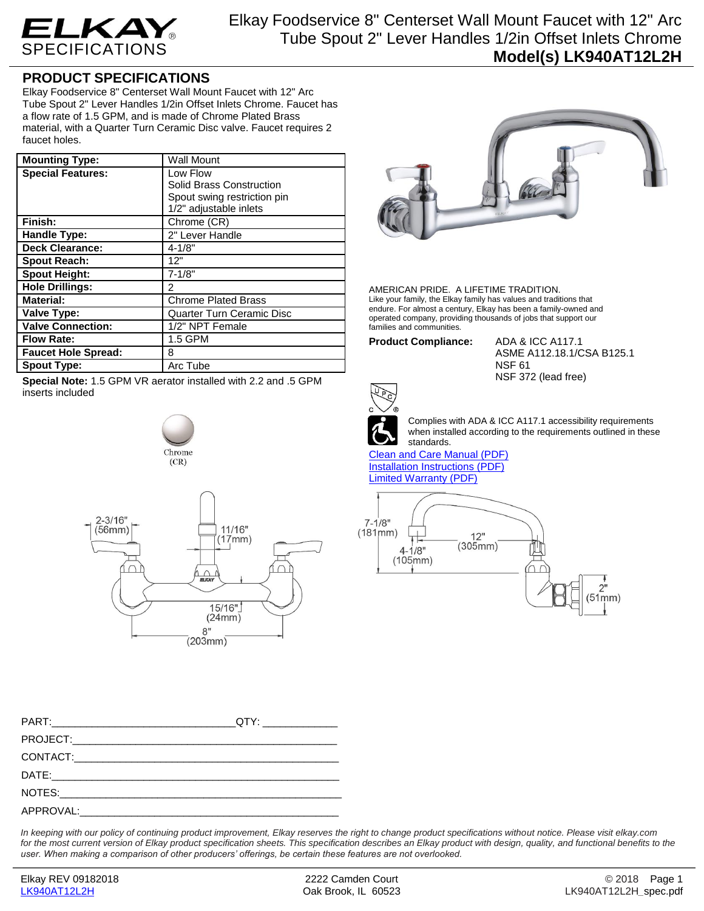# Elkay Foodservice 8" Centerset Wall Mount Faucet with 12" Arc Tube Spout 2" Lever Handles 1/2in Offset Inlets Chrome

**Model(s) LK940AT12L2H**

## PRODUCT SPECIFICATIONS

Elkay Foodservice 8" Centerset Wall Mount Faucet with 12" Arc Tube Spout 2" Lever Handles 1/2in Offset Inlets Chrome. Faucet has a flow rate of 1.5 GPM, and is made of Chrome Plated Brass material, with a Quarter Turn Ceramic Disc valve. Faucet requires 2 faucet holes.

| | |
|---|---|
| **Mounting Type:** | Wall Mount |
| **Special Features:** | Low Flow<br>Solid Brass Construction<br>Spout swing restriction pin<br>1/2" adjustable inlets |
| **Finish:** | Chrome (CR) |
| **Handle Type:** | 2" Lever Handle |
| **Deck Clearance:** | 4-1/8" |
| **Spout Reach:** | 12" |
| **Spout Height:** | 7-1/8" |
| **Hole Drillings:** | 2 |
| **Material:** | Chrome Plated Brass |
| **Valve Type:** | Quarter Turn Ceramic Disc |
| **Valve Connection:** | 1/2" NPT Female |
| **Flow Rate:** | 1.5 GPM |
| **Faucet Hole Spread:** | 8 |
| **Spout Type:** | Arc Tube |

**Special Note:** 1.5 GPM VR aerator installed with 2.2 and .5 GPM inserts included

Chrome (CR)

AMERICAN PRIDE. A LIFETIME TRADITION.
Like your family, the Elkay family has values and traditions that endure. For almost a century, Elkay has been a family-owned and operated company, providing thousands of jobs that support our families and communities.

**Product Compliance:** ADA & ICC A117.1
ASME A112.18.1/CSA B125.1
NSF 61
NSF 372 (lead free)

Complies with ADA & ICC A117.1 accessibility requirements when installed according to the requirements outlined in these standards.

Clean and Care Manual (PDF)
Installation Instructions (PDF)
Limited Warranty (PDF)

2-3/16" (56mm) · 11/16" (17mm) · 15/16" (24mm) · 8" (203mm)

7-1/8" (181mm) · 12" (305mm) · 4-1/8" (105mm) · 2" (51mm)

PART:______________________________QTY: ____________

PROJECT:______________________________________________

CONTACT:______________________________________________

DATE:_________________________________________________

NOTES:________________________________________________

APPROVAL:_____________________________________________

*In keeping with our policy of continuing product improvement, Elkay reserves the right to change product specifications without notice. Please visit elkay.com for the most current version of Elkay product specification sheets. This specification describes an Elkay product with design, quality, and functional benefits to the user. When making a comparison of other producers' offerings, be certain these features are not overlooked.*

Elkay REV 09182018 · LK940AT12L2H · 2222 Camden Court, Oak Brook, IL 60523 · © 2018 · LK940AT12L2H_spec.pdf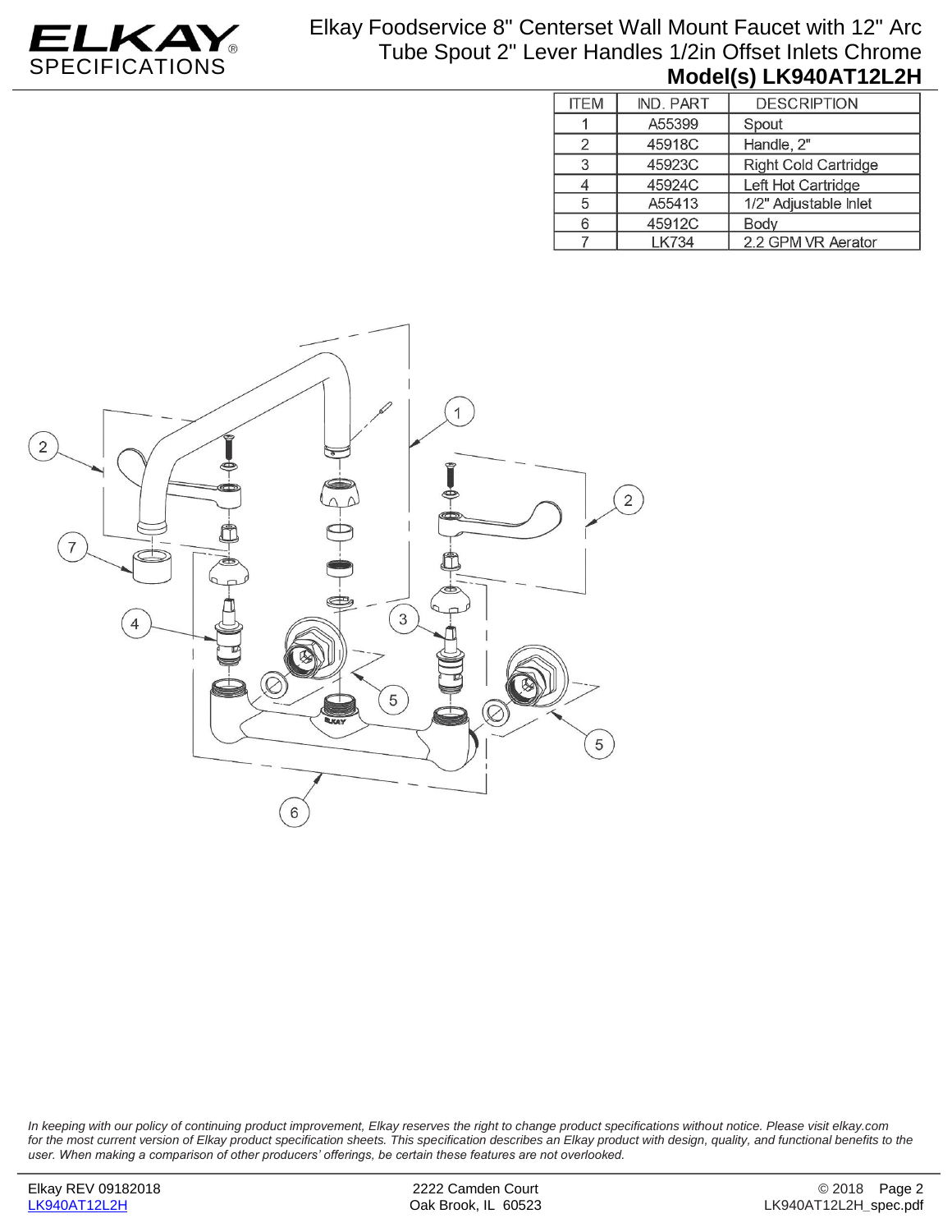# Elkay Foodservice 8" Centerset Wall Mount Faucet with 12" Arc Tube Spout 2" Lever Handles 1/2in Offset Inlets Chrome

**Model(s) LK940AT12L2H**

| ITEM | IND. PART | DESCRIPTION |
|---|---|---|
| 1 | A55399 | Spout |
| 2 | 45918C | Handle, 2" |
| 3 | 45923C | Right Cold Cartridge |
| 4 | 45924C | Left Hot Cartridge |
| 5 | A55413 | 1/2" Adjustable Inlet |
| 6 | 45912C | Body |
| 7 | LK734 | 2.2 GPM VR Aerator |

*In keeping with our policy of continuing product improvement, Elkay reserves the right to change product specifications without notice. Please visit elkay.com for the most current version of Elkay product specification sheets. This specification describes an Elkay product with design, quality, and functional benefits to the user. When making a comparison of other producers' offerings, be certain these features are not overlooked.*

Elkay REV 09182018
LK940AT12L2H

2222 Camden Court
Oak Brook, IL 60523

© 2018
LK940AT12L2H_spec.pdf